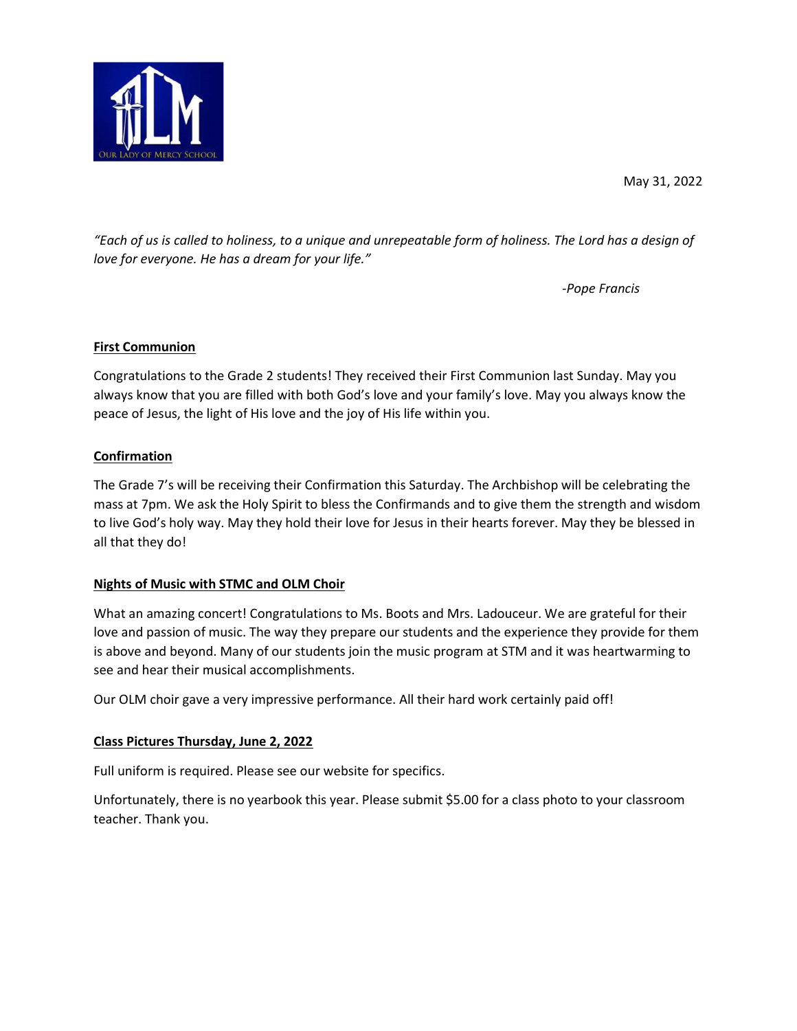May 31, 2022

*"Each of us is called to holiness, to a unique and unrepeatable form of holiness. The Lord has a design of love for everyone. He has a dream for your life."*

*-Pope Francis*

## First Communion

Congratulations to the Grade 2 students! They received their First Communion last Sunday. May you always know that you are filled with both God's love and your family's love. May you always know the peace of Jesus, the light of His love and the joy of His life within you.

## Confirmation

The Grade 7's will be receiving their Confirmation this Saturday. The Archbishop will be celebrating the mass at 7pm. We ask the Holy Spirit to bless the Confirmands and to give them the strength and wisdom to live God's holy way. May they hold their love for Jesus in their hearts forever. May they be blessed in all that they do!

## Nights of Music with STMC and OLM Choir

What an amazing concert! Congratulations to Ms. Boots and Mrs. Ladouceur. We are grateful for their love and passion of music. The way they prepare our students and the experience they provide for them is above and beyond. Many of our students join the music program at STM and it was heartwarming to see and hear their musical accomplishments.

Our OLM choir gave a very impressive performance. All their hard work certainly paid off!

## Class Pictures Thursday, June 2, 2022

Full uniform is required. Please see our website for specifics.

Unfortunately, there is no yearbook this year. Please submit $5.00 for a class photo to your classroom teacher. Thank you.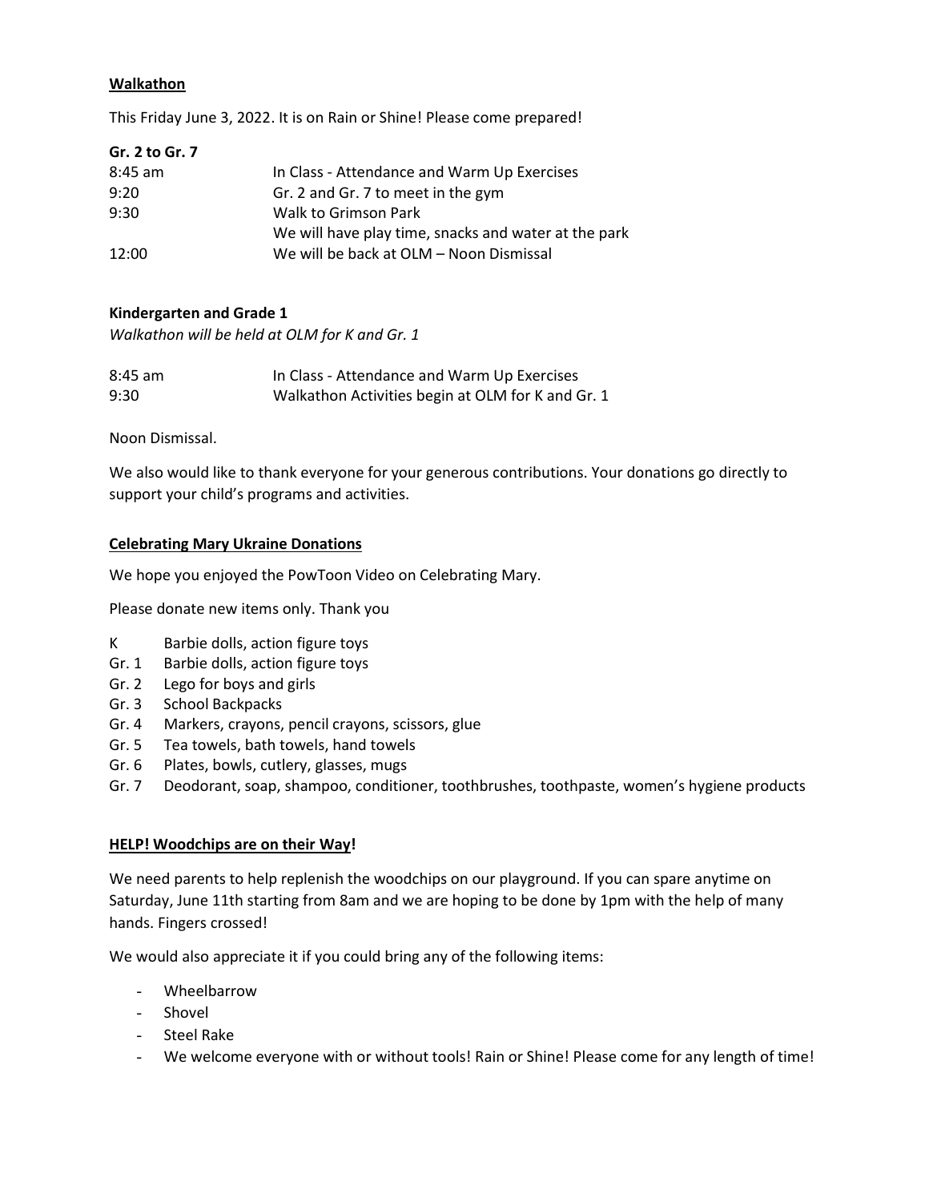**Walkathon**

This Friday June 3, 2022. It is on Rain or Shine! Please come prepared!

**Gr. 2 to Gr. 7**

| | |
|---|---|
| 8:45 am | In Class - Attendance and Warm Up Exercises |
| 9:20 | Gr. 2 and Gr. 7 to meet in the gym |
| 9:30 | Walk to Grimson Park<br>We will have play time, snacks and water at the park |
| 12:00 | We will be back at OLM – Noon Dismissal |

**Kindergarten and Grade 1**

*Walkathon will be held at OLM for K and Gr. 1*

| | |
|---|---|
| 8:45 am | In Class - Attendance and Warm Up Exercises |
| 9:30 | Walkathon Activities begin at OLM for K and Gr. 1 |

Noon Dismissal.

We also would like to thank everyone for your generous contributions. Your donations go directly to support your child's programs and activities.

**Celebrating Mary Ukraine Donations**

We hope you enjoyed the PowToon Video on Celebrating Mary.

Please donate new items only. Thank you

| | |
|---|---|
| K | Barbie dolls, action figure toys |
| Gr. 1 | Barbie dolls, action figure toys |
| Gr. 2 | Lego for boys and girls |
| Gr. 3 | School Backpacks |
| Gr. 4 | Markers, crayons, pencil crayons, scissors, glue |
| Gr. 5 | Tea towels, bath towels, hand towels |
| Gr. 6 | Plates, bowls, cutlery, glasses, mugs |
| Gr. 7 | Deodorant, soap, shampoo, conditioner, toothbrushes, toothpaste, women's hygiene products |

**HELP! Woodchips are on their Way!**

We need parents to help replenish the woodchips on our playground. If you can spare anytime on Saturday, June 11th starting from 8am and we are hoping to be done by 1pm with the help of many hands. Fingers crossed!

We would also appreciate it if you could bring any of the following items:

- Wheelbarrow
- Shovel
- Steel Rake
- We welcome everyone with or without tools! Rain or Shine! Please come for any length of time!